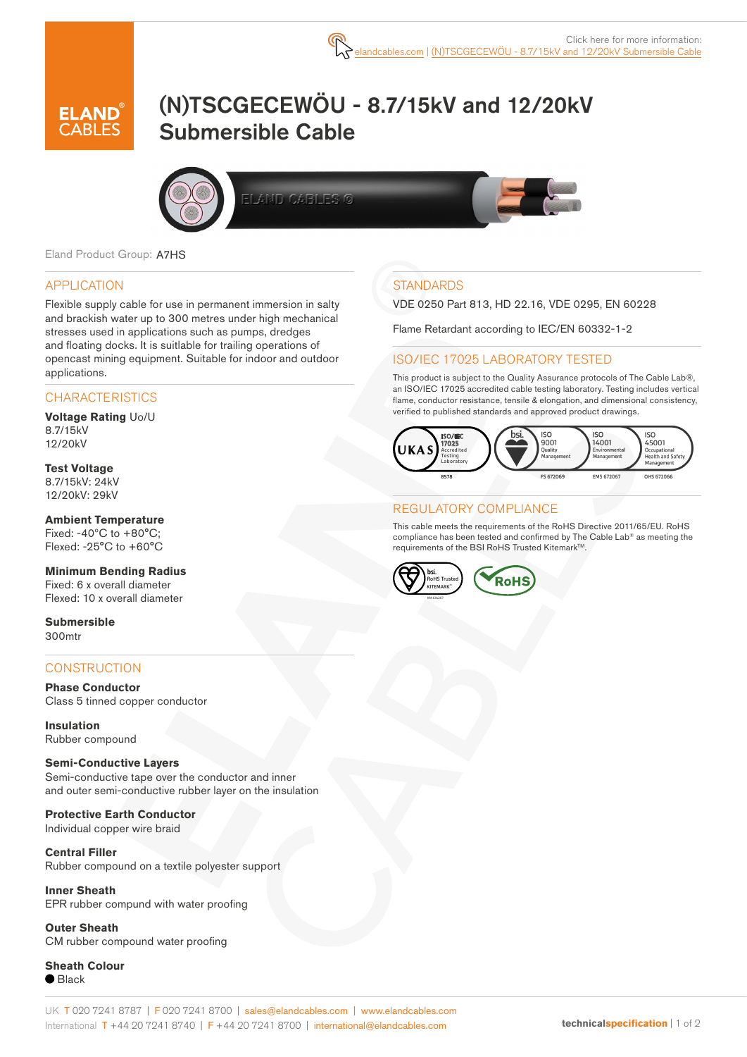Click here for more information: elandcables.com | (N)TSCGECEWÖU - 8.7/15kV and 12/20kV Submersible Cable

# (N)TSCGECEWÖU - 8.7/15kV and 12/20kV Submersible Cable

Eland Product Group: A7HS

## APPLICATION

Flexible supply cable for use in permanent immersion in salty and brackish water up to 300 metres under high mechanical stresses used in applications such as pumps, dredges and floating docks. It is suitable for trailing operations of opencast mining equipment. Suitable for indoor and outdoor applications.

## CHARACTERISTICS

**Voltage Rating** Uo/U
8.7/15kV
12/20kV

**Test Voltage**
8.7/15kV: 24kV
12/20kV: 29kV

**Ambient Temperature**
Fixed: -40°C to +80°C;
Flexed: -25°C to +60°C

**Minimum Bending Radius**
Fixed: 6 x overall diameter
Flexed: 10 x overall diameter

**Submersible**
300mtr

## CONSTRUCTION

**Phase Conductor**
Class 5 tinned copper conductor

**Insulation**
Rubber compound

**Semi-Conductive Layers**
Semi-conductive tape over the conductor and inner and outer semi-conductive rubber layer on the insulation

**Protective Earth Conductor**
Individual copper wire braid

**Central Filler**
Rubber compound on a textile polyester support

**Inner Sheath**
EPR rubber compund with water proofing

**Outer Sheath**
CM rubber compound water proofing

**Sheath Colour**
● Black

## STANDARDS

VDE 0250 Part 813, HD 22.16, VDE 0295, EN 60228

Flame Retardant according to IEC/EN 60332-1-2

## ISO/IEC 17025 LABORATORY TESTED

This product is subject to the Quality Assurance protocols of The Cable Lab®, an ISO/IEC 17025 accredited cable testing laboratory. Testing includes vertical flame, conductor resistance, tensile & elongation, and dimensional consistency, verified to published standards and approved product drawings.

UKAS ISO/IEC 17025 Accredited Testing Laboratory 8578 | bsi. ISO 9001 Quality Management FS 672069 | ISO 14001 Environmental Management EMS 672067 | ISO 45001 Occupational Health and Safety Management OHS 672066

## REGULATORY COMPLIANCE

This cable meets the requirements of the RoHS Directive 2011/65/EU. RoHS compliance has been tested and confirmed by The Cable Lab® as meeting the requirements of the BSI RoHS Trusted Kitemark™.

bsi. RoHS Trusted KITEMARK™ | RoHS

UK T 020 7241 8787 | F 020 7241 8700 | sales@elandcables.com | www.elandcables.com
International T +44 20 7241 8740 | F +44 20 7241 8700 | international@elandcables.com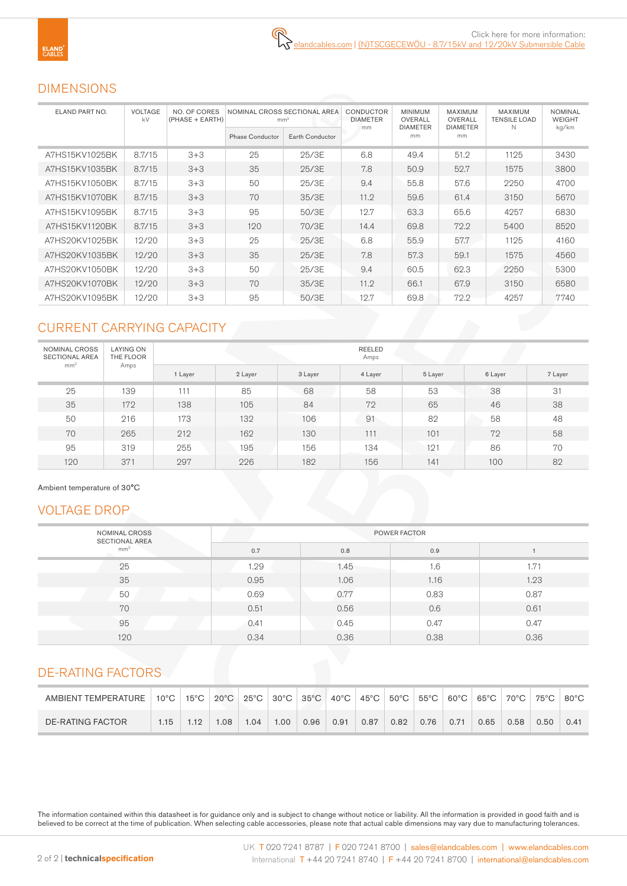Click here for more information: elandcables.com | (N)TSCGECEWÖU - 8.7/15kV and 12/20kV Submersible Cable

## DIMENSIONS

| ELAND PART NO. | VOLTAGE kV | NO. OF CORES (PHASE + EARTH) | NOMINAL CROSS SECTIONAL AREA mm² | | CONDUCTOR DIAMETER mm | MINIMUM OVERALL DIAMETER mm | MAXIMUM OVERALL DIAMETER mm | MAXIMUM TENSILE LOAD N | NOMINAL WEIGHT kg/km |
|---|---|---|---|---|---|---|---|---|---|
| | | | Phase Conductor | Earth Conductor | | | | | |
| A7HS15KV1025BK | 8.7/15 | 3+3 | 25 | 25/3E | 6.8 | 49.4 | 51.2 | 1125 | 3430 |
| A7HS15KV1035BK | 8.7/15 | 3+3 | 35 | 25/3E | 7.8 | 50.9 | 52.7 | 1575 | 3800 |
| A7HS15KV1050BK | 8.7/15 | 3+3 | 50 | 25/3E | 9.4 | 55.8 | 57.6 | 2250 | 4700 |
| A7HS15KV1070BK | 8.7/15 | 3+3 | 70 | 35/3E | 11.2 | 59.6 | 61.4 | 3150 | 5670 |
| A7HS15KV1095BK | 8.7/15 | 3+3 | 95 | 50/3E | 12.7 | 63.3 | 65.6 | 4257 | 6830 |
| A7HS15KV1120BK | 8.7/15 | 3+3 | 120 | 70/3E | 14.4 | 69.8 | 72.2 | 5400 | 8520 |
| A7HS20KV1025BK | 12/20 | 3+3 | 25 | 25/3E | 6.8 | 55.9 | 57.7 | 1125 | 4160 |
| A7HS20KV1035BK | 12/20 | 3+3 | 35 | 25/3E | 7.8 | 57.3 | 59.1 | 1575 | 4560 |
| A7HS20KV1050BK | 12/20 | 3+3 | 50 | 25/3E | 9.4 | 60.5 | 62.3 | 2250 | 5300 |
| A7HS20KV1070BK | 12/20 | 3+3 | 70 | 35/3E | 11.2 | 66.1 | 67.9 | 3150 | 6580 |
| A7HS20KV1095BK | 12/20 | 3+3 | 95 | 50/3E | 12.7 | 69.8 | 72.2 | 4257 | 7740 |

## CURRENT CARRYING CAPACITY

| NOMINAL CROSS SECTIONAL AREA mm² | LAYING ON THE FLOOR Amps | REELED Amps | | | | | | |
|---|---|---|---|---|---|---|---|---|
| | | 1 Layer | 2 Layer | 3 Layer | 4 Layer | 5 Layer | 6 Layer | 7 Layer |
| 25 | 139 | 111 | 85 | 68 | 58 | 53 | 38 | 31 |
| 35 | 172 | 138 | 105 | 84 | 72 | 65 | 46 | 38 |
| 50 | 216 | 173 | 132 | 106 | 91 | 82 | 58 | 48 |
| 70 | 265 | 212 | 162 | 130 | 111 | 101 | 72 | 58 |
| 95 | 319 | 255 | 195 | 156 | 134 | 121 | 86 | 70 |
| 120 | 371 | 297 | 226 | 182 | 156 | 141 | 100 | 82 |

Ambient temperature of 30°C

## VOLTAGE DROP

| NOMINAL CROSS SECTIONAL AREA mm² | POWER FACTOR | | | |
|---|---|---|---|---|
| | 0.7 | 0.8 | 0.9 | 1 |
| 25 | 1.29 | 1.45 | 1.6 | 1.71 |
| 35 | 0.95 | 1.06 | 1.16 | 1.23 |
| 50 | 0.69 | 0.77 | 0.83 | 0.87 |
| 70 | 0.51 | 0.56 | 0.6 | 0.61 |
| 95 | 0.41 | 0.45 | 0.47 | 0.47 |
| 120 | 0.34 | 0.36 | 0.38 | 0.36 |

## DE-RATING FACTORS

| AMBIENT TEMPERATURE | 10°C | 15°C | 20°C | 25°C | 30°C | 35°C | 40°C | 45°C | 50°C | 55°C | 60°C | 65°C | 70°C | 75°C | 80°C |
|---|---|---|---|---|---|---|---|---|---|---|---|---|---|---|---|
| DE-RATING FACTOR | 1.15 | 1.12 | 1.08 | 1.04 | 1.00 | 0.96 | 0.91 | 0.87 | 0.82 | 0.76 | 0.71 | 0.65 | 0.58 | 0.50 | 0.41 |

The information contained within this datasheet is for guidance only and is subject to change without notice or liability. All the information is provided in good faith and is believed to be correct at the time of publication. When selecting cable accessories, please note that actual cable dimensions may vary due to manufacturing tolerances.

UK T 020 7241 8787 | F 020 7241 8700 | sales@elandcables.com | www.elandcables.com
International T +44 20 7241 8740 | F +44 20 7241 8700 | international@elandcables.com